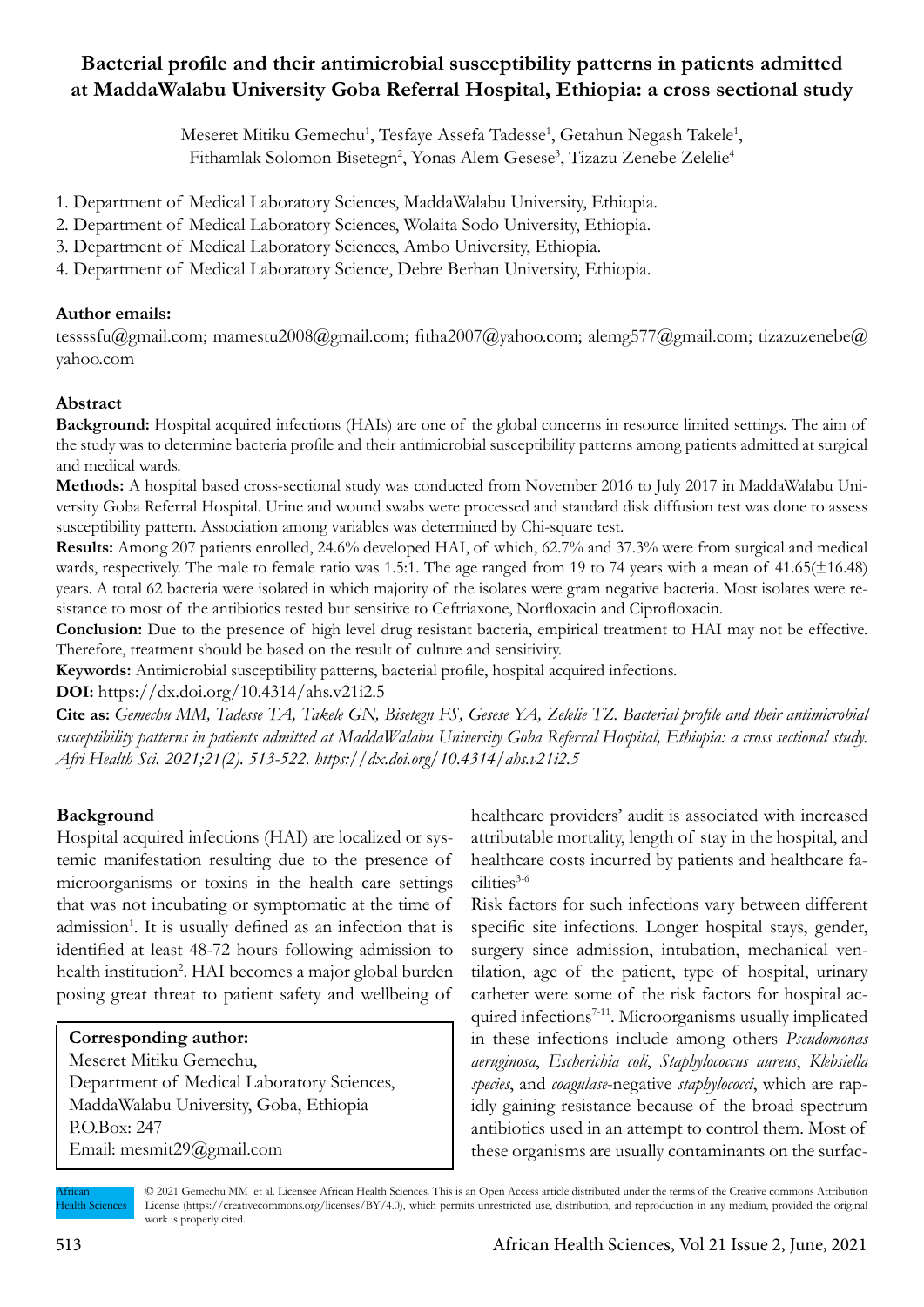# Bacterial profile and their antimicrobial susceptibility patterns in patients admitted at MaddaWalabu University Goba Referral Hospital, Ethiopia: a cross sectional study

Meseret Mitiku Gemechu[1], Tesfaye Assefa Tadesse[1], Getahun Negash Takele[1], Fithamlak Solomon Bisetegn[2], Yonas Alem Gesese[3], Tizazu Zenebe Zelelie[4]

1. Department of Medical Laboratory Sciences, MaddaWalabu University, Ethiopia.
2. Department of Medical Laboratory Sciences, Wolaita Sodo University, Ethiopia.
3. Department of Medical Laboratory Sciences, Ambo University, Ethiopia.
4. Department of Medical Laboratory Science, Debre Berhan University, Ethiopia.

**Author emails:**

tessssfu@gmail.com; mamestu2008@gmail.com; fitha2007@yahoo.com; alemg577@gmail.com; tizazuzenebe@yahoo.com

## Abstract

**Background:** Hospital acquired infections (HAIs) are one of the global concerns in resource limited settings. The aim of the study was to determine bacteria profile and their antimicrobial susceptibility patterns among patients admitted at surgical and medical wards.

**Methods:** A hospital based cross-sectional study was conducted from November 2016 to July 2017 in MaddaWalabu University Goba Referral Hospital. Urine and wound swabs were processed and standard disk diffusion test was done to assess susceptibility pattern. Association among variables was determined by Chi-square test.

**Results:** Among 207 patients enrolled, 24.6% developed HAI, of which, 62.7% and 37.3% were from surgical and medical wards, respectively. The male to female ratio was 1.5:1. The age ranged from 19 to 74 years with a mean of 41.65(±16.48) years. A total 62 bacteria were isolated in which majority of the isolates were gram negative bacteria. Most isolates were resistance to most of the antibiotics tested but sensitive to Ceftriaxone, Norfloxacin and Ciprofloxacin.

**Conclusion:** Due to the presence of high level drug resistant bacteria, empirical treatment to HAI may not be effective. Therefore, treatment should be based on the result of culture and sensitivity.

**Keywords:** Antimicrobial susceptibility patterns, bacterial profile, hospital acquired infections.

**DOI:** https://dx.doi.org/10.4314/ahs.v21i2.5

**Cite as:** *Gemechu MM, Tadesse TA, Takele GN, Bisetegn FS, Gesese YA, Zelelie TZ. Bacterial profile and their antimicrobial susceptibility patterns in patients admitted at MaddaWalabu University Goba Referral Hospital, Ethiopia: a cross sectional study. Afri Health Sci. 2021;21(2). 513-522. https://dx.doi.org/10.4314/ahs.v21i2.5*

## Background

Hospital acquired infections (HAI) are localized or systemic manifestation resulting due to the presence of microorganisms or toxins in the health care settings that was not incubating or symptomatic at the time of admission[1]. It is usually defined as an infection that is identified at least 48-72 hours following admission to health institution[2]. HAI becomes a major global burden posing great threat to patient safety and wellbeing of healthcare providers' audit is associated with increased attributable mortality, length of stay in the hospital, and healthcare costs incurred by patients and healthcare facilities[3-6]

Risk factors for such infections vary between different specific site infections. Longer hospital stays, gender, surgery since admission, intubation, mechanical ventilation, age of the patient, type of hospital, urinary catheter were some of the risk factors for hospital acquired infections[7-11]. Microorganisms usually implicated in these infections include among others *Pseudomonas aeruginosa*, *Escherichia coli*, *Staphylococcus aureus*, *Klebsiella species*, and *coagulase*-negative *staphylococci*, which are rapidly gaining resistance because of the broad spectrum antibiotics used in an attempt to control them. Most of these organisms are usually contaminants on the surfac-

**Corresponding author:**
Meseret Mitiku Gemechu,
Department of Medical Laboratory Sciences,
MaddaWalabu University, Goba, Ethiopia
P.O.Box: 247
Email: mesmit29@gmail.com

© 2021 Gemechu MM et al. Licensee African Health Sciences. This is an Open Access article distributed under the terms of the Creative commons Attribution License (https://creativecommons.org/licenses/BY/4.0), which permits unrestricted use, distribution, and reproduction in any medium, provided the original work is properly cited.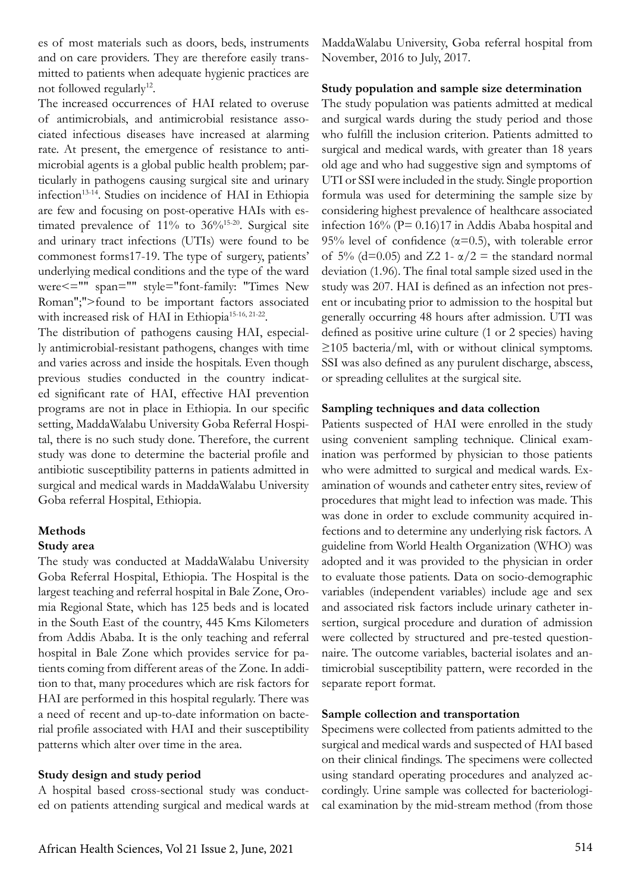es of most materials such as doors, beds, instruments and on care providers. They are therefore easily transmitted to patients when adequate hygienic practices are not followed regularly[12].

The increased occurrences of HAI related to overuse of antimicrobials, and antimicrobial resistance associated infectious diseases have increased at alarming rate. At present, the emergence of resistance to antimicrobial agents is a global public health problem; particularly in pathogens causing surgical site and urinary infection[13-14]. Studies on incidence of HAI in Ethiopia are few and focusing on post-operative HAIs with estimated prevalence of 11% to 36%[15-20]. Surgical site and urinary tract infections (UTIs) were found to be commonest forms17-19. The type of surgery, patients' underlying medical conditions and the type of the ward were<="" span="" style="font-family: "Times New Roman";">found to be important factors associated with increased risk of HAI in Ethiopia[15-16, 21-22].

The distribution of pathogens causing HAI, especially antimicrobial-resistant pathogens, changes with time and varies across and inside the hospitals. Even though previous studies conducted in the country indicated significant rate of HAI, effective HAI prevention programs are not in place in Ethiopia. In our specific setting, MaddaWalabu University Goba Referral Hospital, there is no such study done. Therefore, the current study was done to determine the bacterial profile and antibiotic susceptibility patterns in patients admitted in surgical and medical wards in MaddaWalabu University Goba referral Hospital, Ethiopia.

## Methods

### Study area

The study was conducted at MaddaWalabu University Goba Referral Hospital, Ethiopia. The Hospital is the largest teaching and referral hospital in Bale Zone, Oromia Regional State, which has 125 beds and is located in the South East of the country, 445 Kms Kilometers from Addis Ababa. It is the only teaching and referral hospital in Bale Zone which provides service for patients coming from different areas of the Zone. In addition to that, many procedures which are risk factors for HAI are performed in this hospital regularly. There was a need of recent and up-to-date information on bacterial profile associated with HAI and their susceptibility patterns which alter over time in the area.

### Study design and study period

A hospital based cross-sectional study was conducted on patients attending surgical and medical wards at MaddaWalabu University, Goba referral hospital from November, 2016 to July, 2017.

### Study population and sample size determination

The study population was patients admitted at medical and surgical wards during the study period and those who fulfill the inclusion criterion. Patients admitted to surgical and medical wards, with greater than 18 years old age and who had suggestive sign and symptoms of UTI or SSI were included in the study. Single proportion formula was used for determining the sample size by considering highest prevalence of healthcare associated infection 16% (P= 0.16)17 in Addis Ababa hospital and 95% level of confidence ($\alpha$=0.5), with tolerable error of 5% (d=0.05) and Z2 1- $\alpha/2$ = the standard normal deviation (1.96). The final total sample sized used in the study was 207. HAI is defined as an infection not present or incubating prior to admission to the hospital but generally occurring 48 hours after admission. UTI was defined as positive urine culture (1 or 2 species) having ≥105 bacteria/ml, with or without clinical symptoms. SSI was also defined as any purulent discharge, abscess, or spreading cellulites at the surgical site.

### Sampling techniques and data collection

Patients suspected of HAI were enrolled in the study using convenient sampling technique. Clinical examination was performed by physician to those patients who were admitted to surgical and medical wards. Examination of wounds and catheter entry sites, review of procedures that might lead to infection was made. This was done in order to exclude community acquired infections and to determine any underlying risk factors. A guideline from World Health Organization (WHO) was adopted and it was provided to the physician in order to evaluate those patients. Data on socio-demographic variables (independent variables) include age and sex and associated risk factors include urinary catheter insertion, surgical procedure and duration of admission were collected by structured and pre-tested questionnaire. The outcome variables, bacterial isolates and antimicrobial susceptibility pattern, were recorded in the separate report format.

### Sample collection and transportation

Specimens were collected from patients admitted to the surgical and medical wards and suspected of HAI based on their clinical findings. The specimens were collected using standard operating procedures and analyzed accordingly. Urine sample was collected for bacteriological examination by the mid-stream method (from those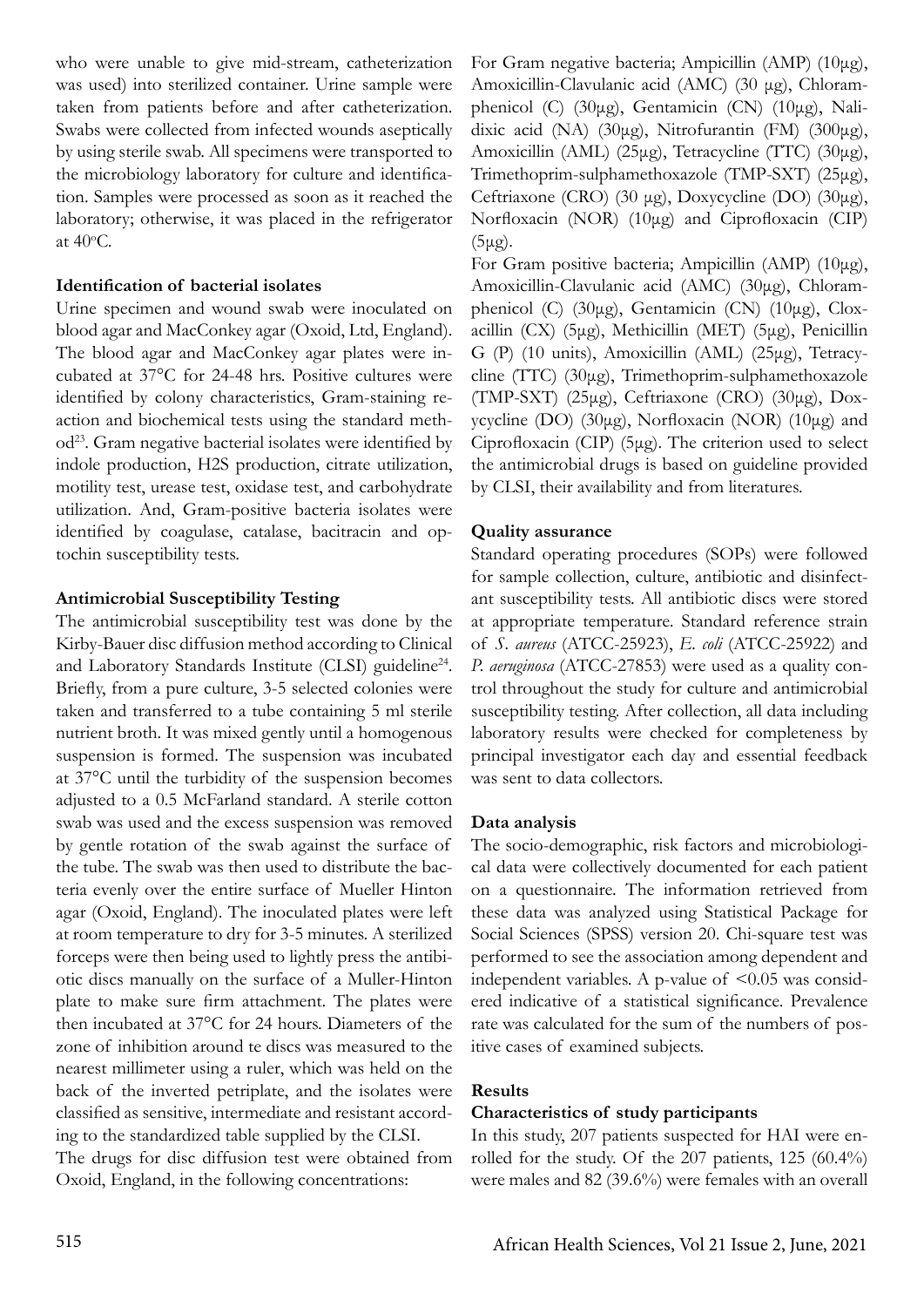who were unable to give mid-stream, catheterization was used) into sterilized container. Urine sample were taken from patients before and after catheterization. Swabs were collected from infected wounds aseptically by using sterile swab. All specimens were transported to the microbiology laboratory for culture and identification. Samples were processed as soon as it reached the laboratory; otherwise, it was placed in the refrigerator at 40°C.

**Identification of bacterial isolates**

Urine specimen and wound swab were inoculated on blood agar and MacConkey agar (Oxoid, Ltd, England). The blood agar and MacConkey agar plates were incubated at 37°C for 24-48 hrs. Positive cultures were identified by colony characteristics, Gram-staining reaction and biochemical tests using the standard method[23]. Gram negative bacterial isolates were identified by indole production, H2S production, citrate utilization, motility test, urease test, oxidase test, and carbohydrate utilization. And, Gram-positive bacteria isolates were identified by coagulase, catalase, bacitracin and optochin susceptibility tests.

**Antimicrobial Susceptibility Testing**

The antimicrobial susceptibility test was done by the Kirby-Bauer disc diffusion method according to Clinical and Laboratory Standards Institute (CLSI) guideline[24]. Briefly, from a pure culture, 3-5 selected colonies were taken and transferred to a tube containing 5 ml sterile nutrient broth. It was mixed gently until a homogenous suspension is formed. The suspension was incubated at 37°C until the turbidity of the suspension becomes adjusted to a 0.5 McFarland standard. A sterile cotton swab was used and the excess suspension was removed by gentle rotation of the swab against the surface of the tube. The swab was then used to distribute the bacteria evenly over the entire surface of Mueller Hinton agar (Oxoid, England). The inoculated plates were left at room temperature to dry for 3-5 minutes. A sterilized forceps were then being used to lightly press the antibiotic discs manually on the surface of a Muller-Hinton plate to make sure firm attachment. The plates were then incubated at 37°C for 24 hours. Diameters of the zone of inhibition around te discs was measured to the nearest millimeter using a ruler, which was held on the back of the inverted petriplate, and the isolates were classified as sensitive, intermediate and resistant according to the standardized table supplied by the CLSI.

The drugs for disc diffusion test were obtained from Oxoid, England, in the following concentrations:

For Gram negative bacteria; Ampicillin (AMP) (10μg), Amoxicillin-Clavulanic acid (AMC) (30 μg), Chloramphenicol (C) (30μg), Gentamicin (CN) (10μg), Nalidixic acid (NA) (30μg), Nitrofurantin (FM) (300μg), Amoxicillin (AML) (25μg), Tetracycline (TTC) (30μg), Trimethoprim-sulphamethoxazole (TMP-SXT) (25μg), Ceftriaxone (CRO) (30 μg), Doxycycline (DO) (30μg), Norfloxacin (NOR) (10μg) and Ciprofloxacin (CIP) (5μg).

For Gram positive bacteria; Ampicillin (AMP) (10μg), Amoxicillin-Clavulanic acid (AMC) (30μg), Chloramphenicol (C) (30μg), Gentamicin (CN) (10μg), Cloxacillin (CX) (5μg), Methicillin (MET) (5μg), Penicillin G (P) (10 units), Amoxicillin (AML) (25μg), Tetracycline (TTC) (30μg), Trimethoprim-sulphamethoxazole (TMP-SXT) (25μg), Ceftriaxone (CRO) (30μg), Doxycycline (DO) (30μg), Norfloxacin (NOR) (10μg) and Ciprofloxacin (CIP) (5μg). The criterion used to select the antimicrobial drugs is based on guideline provided by CLSI, their availability and from literatures.

**Quality assurance**

Standard operating procedures (SOPs) were followed for sample collection, culture, antibiotic and disinfectant susceptibility tests. All antibiotic discs were stored at appropriate temperature. Standard reference strain of *S. aureus* (ATCC-25923), *E. coli* (ATCC-25922) and *P. aeruginosa* (ATCC-27853) were used as a quality control throughout the study for culture and antimicrobial susceptibility testing. After collection, all data including laboratory results were checked for completeness by principal investigator each day and essential feedback was sent to data collectors.

**Data analysis**

The socio-demographic, risk factors and microbiological data were collectively documented for each patient on a questionnaire. The information retrieved from these data was analyzed using Statistical Package for Social Sciences (SPSS) version 20. Chi-square test was performed to see the association among dependent and independent variables. A p-value of $<0.05$ was considered indicative of a statistical significance. Prevalence rate was calculated for the sum of the numbers of positive cases of examined subjects.

## Results

**Characteristics of study participants**

In this study, 207 patients suspected for HAI were enrolled for the study. Of the 207 patients, 125 (60.4%) were males and 82 (39.6%) were females with an overall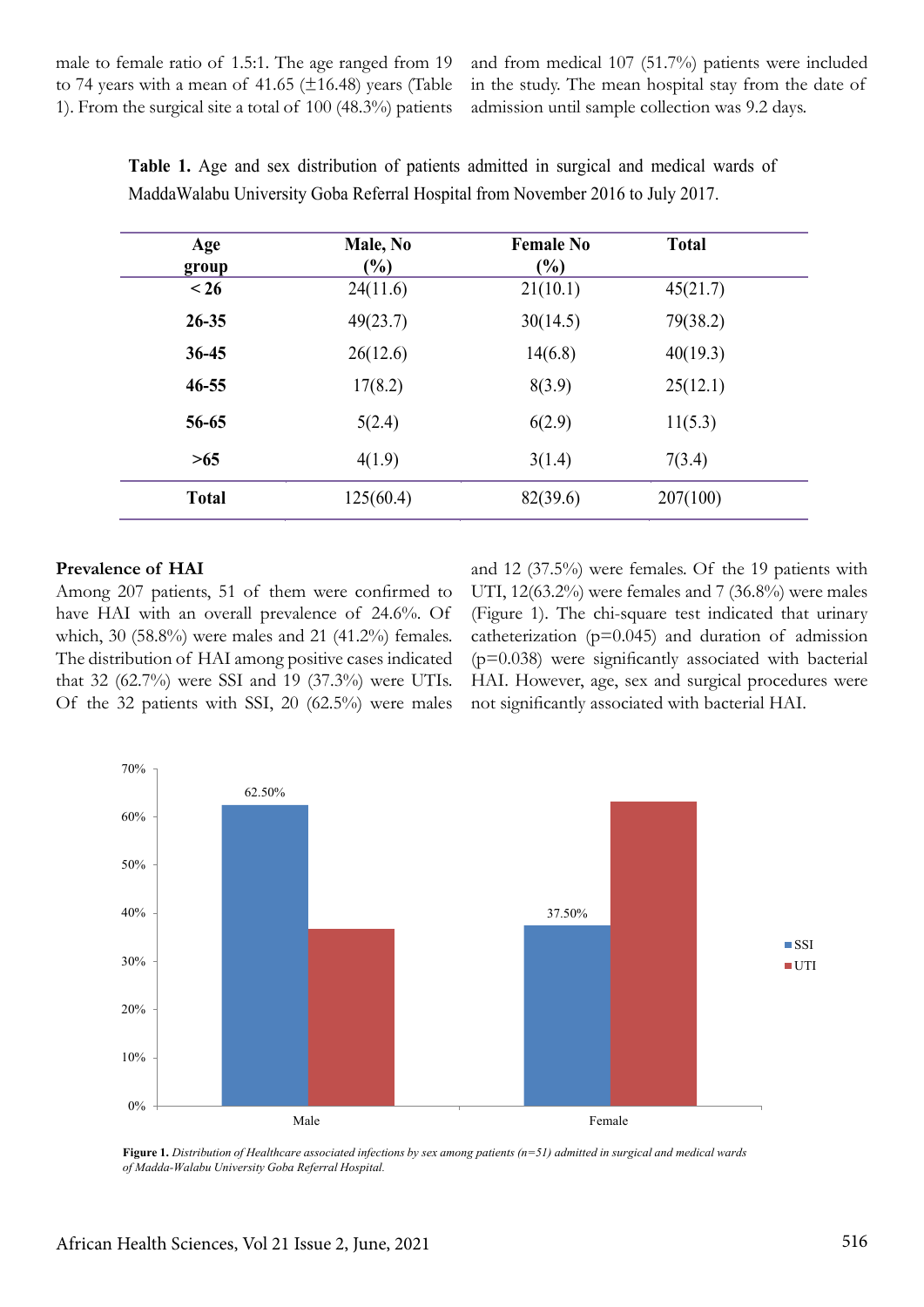male to female ratio of 1.5:1. The age ranged from 19 to 74 years with a mean of 41.65 (±16.48) years (Table 1). From the surgical site a total of 100 (48.3%) patients and from medical 107 (51.7%) patients were included in the study. The mean hospital stay from the date of admission until sample collection was 9.2 days.

**Table 1.** Age and sex distribution of patients admitted in surgical and medical wards of MaddaWalabu University Goba Referral Hospital from November 2016 to July 2017.

| Age group | Male, No (%) | Female No (%) | Total |
|---|---|---|---|
| < 26 | 24(11.6) | 21(10.1) | 45(21.7) |
| 26-35 | 49(23.7) | 30(14.5) | 79(38.2) |
| 36-45 | 26(12.6) | 14(6.8) | 40(19.3) |
| 46-55 | 17(8.2) | 8(3.9) | 25(12.1) |
| 56-65 | 5(2.4) | 6(2.9) | 11(5.3) |
| >65 | 4(1.9) | 3(1.4) | 7(3.4) |
| **Total** | 125(60.4) | 82(39.6) | 207(100) |

### Prevalence of HAI

Among 207 patients, 51 of them were confirmed to have HAI with an overall prevalence of 24.6%. Of which, 30 (58.8%) were males and 21 (41.2%) females. The distribution of HAI among positive cases indicated that 32 (62.7%) were SSI and 19 (37.3%) were UTIs. Of the 32 patients with SSI, 20 (62.5%) were males and 12 (37.5%) were females. Of the 19 patients with UTI, 12(63.2%) were females and 7 (36.8%) were males (Figure 1). The chi-square test indicated that urinary catheterization (p=0.045) and duration of admission (p=0.038) were significantly associated with bacterial HAI. However, age, sex and surgical procedures were not significantly associated with bacterial HAI.

**Figure 1.** *Distribution of Healthcare associated infections by sex among patients (n=51) admitted in surgical and medical wards of Madda-Walabu University Goba Referral Hospital.*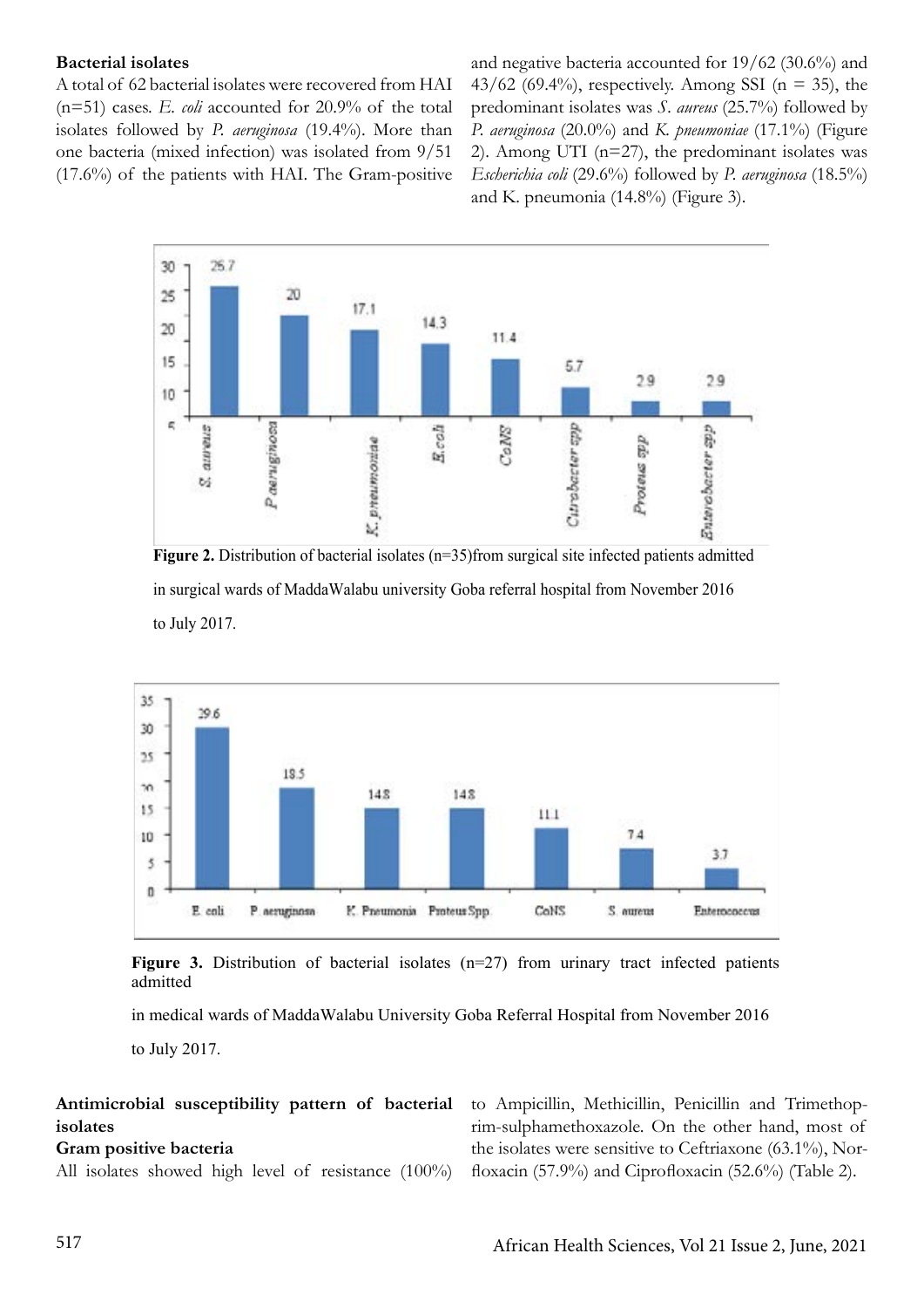**Bacterial isolates**

A total of 62 bacterial isolates were recovered from HAI (n=51) cases. *E. coli* accounted for 20.9% of the total isolates followed by *P. aeruginosa* (19.4%). More than one bacteria (mixed infection) was isolated from 9/51 (17.6%) of the patients with HAI. The Gram-positive and negative bacteria accounted for 19/62 (30.6%) and 43/62 (69.4%), respectively. Among SSI (n = 35), the predominant isolates was *S. aureus* (25.7%) followed by *P. aeruginosa* (20.0%) and *K. pneumoniae* (17.1%) (Figure 2). Among UTI (n=27), the predominant isolates was *Escherichia coli* (29.6%) followed by *P. aeruginosa* (18.5%) and K. pneumonia (14.8%) (Figure 3).

**Figure 2.** Distribution of bacterial isolates (n=35)from surgical site infected patients admitted in surgical wards of MaddaWalabu university Goba referral hospital from November 2016 to July 2017.

**Figure 3.** Distribution of bacterial isolates (n=27) from urinary tract infected patients admitted in medical wards of MaddaWalabu University Goba Referral Hospital from November 2016 to July 2017.

**Antimicrobial susceptibility pattern of bacterial isolates**

**Gram positive bacteria**

All isolates showed high level of resistance (100%) to Ampicillin, Methicillin, Penicillin and Trimethoprim-sulphamethoxazole. On the other hand, most of the isolates were sensitive to Ceftriaxone (63.1%), Norfloxacin (57.9%) and Ciprofloxacin (52.6%) (Table 2).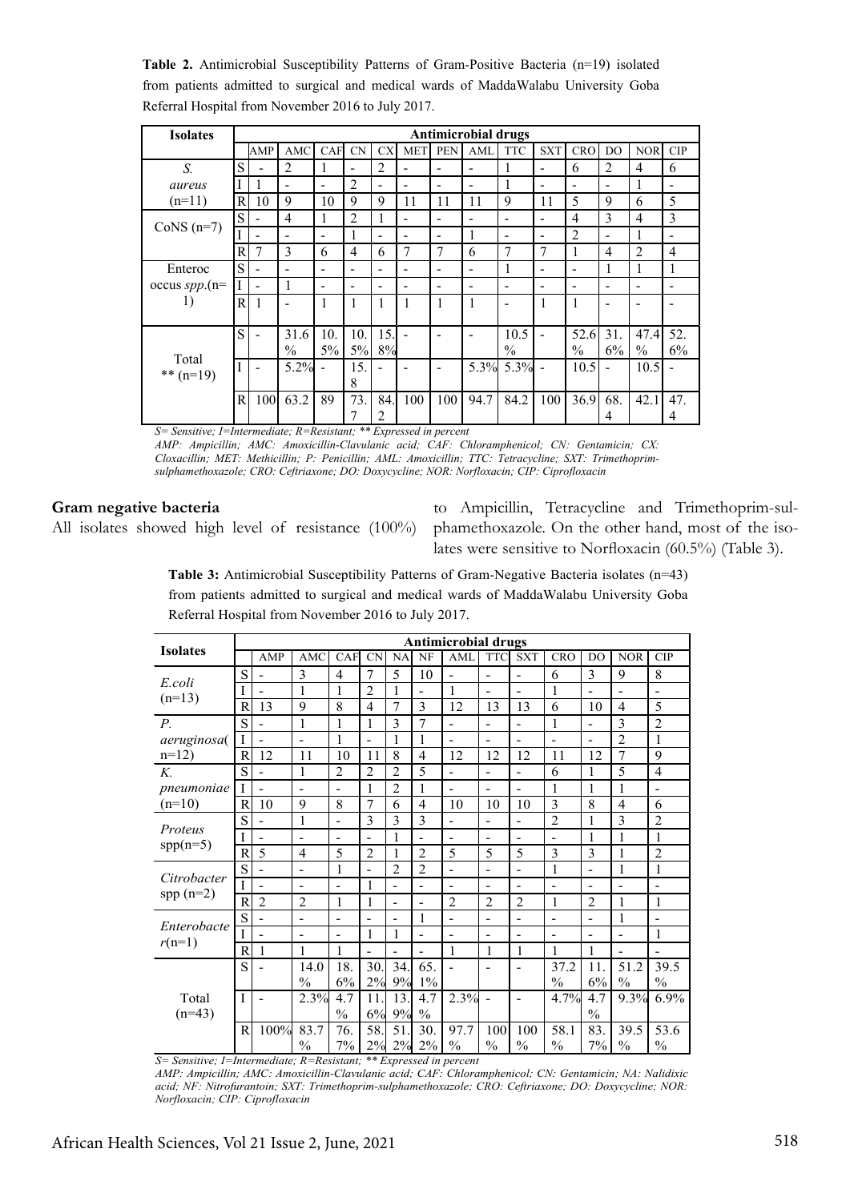**Table 2.** Antimicrobial Susceptibility Patterns of Gram-Positive Bacteria (n=19) isolated from patients admitted to surgical and medical wards of MaddaWalabu University Goba Referral Hospital from November 2016 to July 2017.

| Isolates | | Antimicrobial drugs | | | | | | | | | | | | | |
|---|---|---|---|---|---|---|---|---|---|---|---|---|---|---|---|
| | | AMP | AMC | CAF | CN | CX | MET | PEN | AML | TTC | SXT | CRO | DO | NOR | CIP |
| *S. aureus* (n=11) | S | - | 2 | 1 | - | 2 | - | - | - | 1 | - | 6 | 2 | 4 | 6 |
| | I | 1 | - | - | 2 | - | - | - | - | 1 | - | - | - | 1 | - |
| | R | 10 | 9 | 10 | 9 | 9 | 11 | 11 | 11 | 9 | 11 | 5 | 9 | 6 | 5 |
| CoNS (n=7) | S | - | 4 | 1 | 2 | 1 | - | - | - | - | - | 4 | 3 | 4 | 3 |
| | I | - | - | - | 1 | - | - | - | 1 | - | - | 2 | - | 1 | - |
| | R | 7 | 3 | 6 | 4 | 6 | 7 | 7 | 6 | 7 | 7 | 1 | 4 | 2 | 4 |
| Enteroc occus *spp*.(n=1) | S | - | - | - | - | - | - | - | - | 1 | - | - | 1 | 1 | 1 |
| | I | - | 1 | - | - | - | - | - | - | - | - | - | - | - | - |
| | R | 1 | - | 1 | 1 | 1 | 1 | 1 | 1 | - | 1 | 1 | - | - | - |
| Total ** (n=19) | S | - | 31.6 % | 10.5% | 10.5% | 15.8% | - | - | - | 10.5 % | - | 52.6 % | 31.6% | 47.4 % | 52.6% |
| | I | - | 5.2% | - | 15.8 | - | - | - | 5.3% | 5.3% | - | 10.5 | - | 10.5 | - |
| | R | 100 | 63.2 | 89 | 73.7 | 84.2 | 100 | 100 | 94.7 | 84.2 | 100 | 36.9 | 68.4 | 42.1 | 47.4 |

*S= Sensitive; I=Intermediate; R=Resistant; ** Expressed in percent*

*AMP: Ampicillin; AMC: Amoxicillin-Clavulanic acid; CAF: Chloramphenicol; CN: Gentamicin; CX: Cloxacillin; MET: Methicillin; P: Penicillin; AML: Amoxicillin; TTC: Tetracycline; SXT: Trimethoprim-sulphamethoxazole; CRO: Ceftriaxone; DO: Doxycycline; NOR: Norfloxacin; CIP: Ciprofloxacin*

**Gram negative bacteria**

All isolates showed high level of resistance (100%) to Ampicillin, Tetracycline and Trimethoprim-sulphamethoxazole. On the other hand, most of the isolates were sensitive to Norfloxacin (60.5%) (Table 3).

**Table 3:** Antimicrobial Susceptibility Patterns of Gram-Negative Bacteria isolates (n=43) from patients admitted to surgical and medical wards of MaddaWalabu University Goba Referral Hospital from November 2016 to July 2017.

| Isolates | | Antimicrobial drugs | | | | | | | | | | | | |
|---|---|---|---|---|---|---|---|---|---|---|---|---|---|---|
| | | AMP | AMC | CAF | CN | NA | NF | AML | TTC | SXT | CRO | DO | NOR | CIP |
| *E.coli* (n=13) | S | - | 3 | 4 | 7 | 5 | 10 | - | - | - | 6 | 3 | 9 | 8 |
| | I | - | 1 | 1 | 2 | 1 | - | 1 | - | - | 1 | - | - | - |
| | R | 13 | 9 | 8 | 4 | 7 | 3 | 12 | 13 | 13 | 6 | 10 | 4 | 5 |
| *P. aeruginosa*(n=12) | S | - | 1 | 1 | 1 | 3 | 7 | - | - | - | 1 | - | 3 | 2 |
| | I | - | - | 1 | - | 1 | 1 | - | - | - | - | - | 2 | 1 |
| | R | 12 | 11 | 10 | 11 | 8 | 4 | 12 | 12 | 12 | 11 | 12 | 7 | 9 |
| *K. pneumoniae* (n=10) | S | - | 1 | 2 | 2 | 2 | 5 | - | - | - | 6 | 1 | 5 | 4 |
| | I | - | - | - | 1 | 2 | 1 | - | - | - | 1 | 1 | 1 | - |
| | R | 10 | 9 | 8 | 7 | 6 | 4 | 10 | 10 | 10 | 3 | 8 | 4 | 6 |
| *Proteus* spp(n=5) | S | - | 1 | - | 3 | 3 | 3 | - | - | - | 2 | 1 | 3 | 2 |
| | I | - | - | - | - | 1 | - | - | - | - | - | 1 | 1 | 1 |
| | R | 5 | 4 | 5 | 2 | 1 | 2 | 5 | 5 | 5 | 3 | 3 | 1 | 2 |
| *Citrobacter* spp (n=2) | S | - | - | 1 | - | 2 | 2 | - | - | - | 1 | - | 1 | 1 |
| | I | - | - | - | 1 | - | - | - | - | - | - | - | - | - |
| | R | 2 | 2 | 1 | 1 | - | - | 2 | 2 | 2 | 1 | 2 | 1 | 1 |
| *Enterobacter*(n=1) | S | - | - | - | - | - | 1 | - | - | - | - | - | 1 | - |
| | I | - | - | - | 1 | 1 | - | - | - | - | - | - | - | 1 |
| | R | 1 | 1 | 1 | - | - | - | 1 | 1 | 1 | 1 | 1 | - | - |
| Total (n=43) | S | - | 14.0 % | 18.6% | 30.2% | 34.9% | 65.1% | - | - | - | 37.2 % | 11.6% | 51.2 % | 39.5 % |
| | I | - | 2.3% | 4.7 % | 11.6% | 13.9% | 4.7 % | 2.3% | - | - | 4.7% | 4.7 % | 9.3% | 6.9% |
| | R | 100% | 83.7 % | 76.7% | 58.2% | 51.2% | 30.2% | 97.7 % | 100 % | 100 % | 58.1 % | 83.7% | 39.5 % | 53.6 % |

*S= Sensitive; I=Intermediate; R=Resistant; ** Expressed in percent*

*AMP: Ampicillin; AMC: Amoxicillin-Clavulanic acid; CAF: Chloramphenicol; CN: Gentamicin; NA: Nalidixic acid; NF: Nitrofurantoin; SXT: Trimethoprim-sulphamethoxazole; CRO: Ceftriaxone; DO: Doxycycline; NOR: Norfloxacin; CIP: Ciprofloxacin*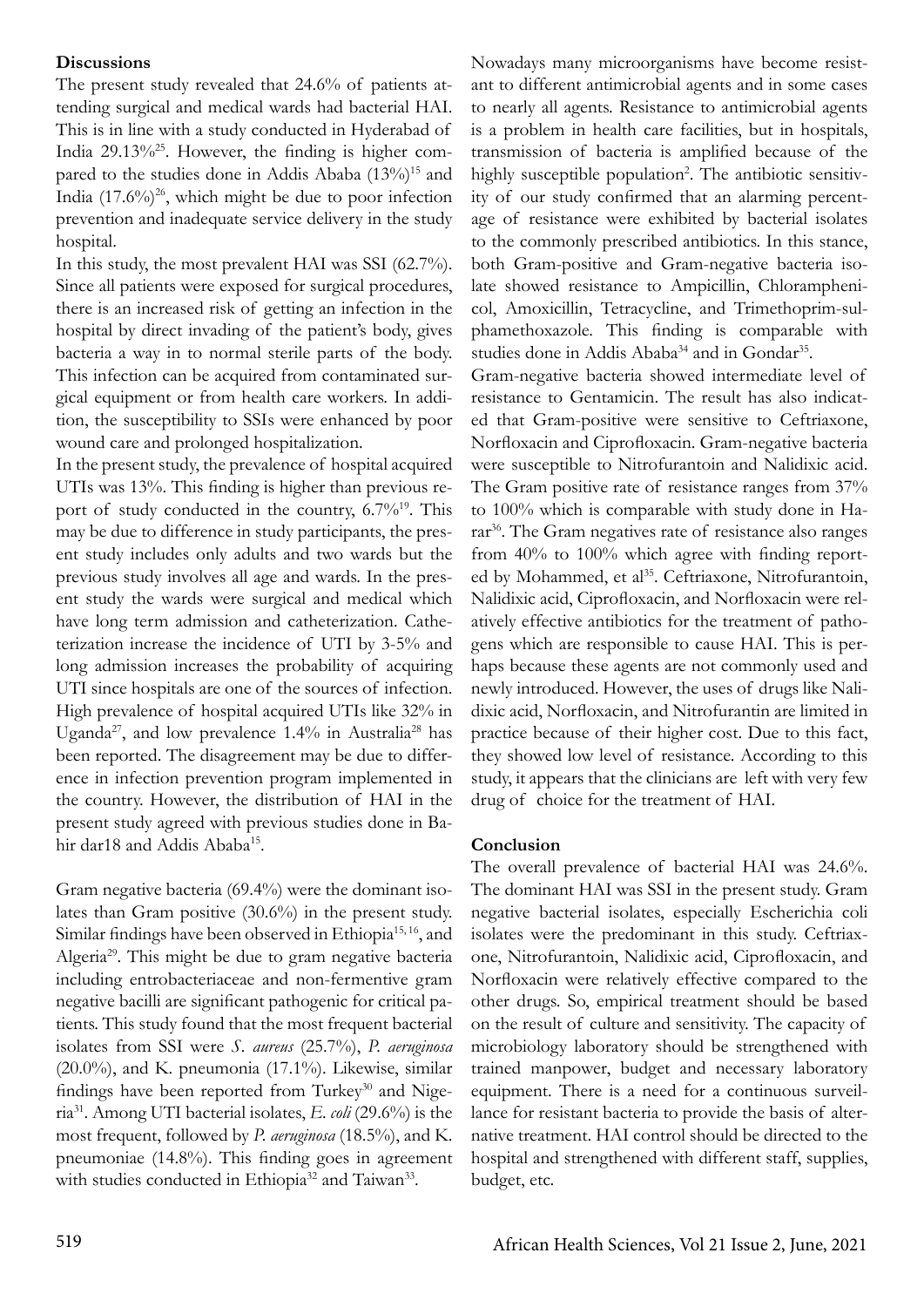## Discussions

The present study revealed that 24.6% of patients attending surgical and medical wards had bacterial HAI. This is in line with a study conducted in Hyderabad of India 29.13%[25]. However, the finding is higher compared to the studies done in Addis Ababa (13%)[15] and India (17.6%)[26], which might be due to poor infection prevention and inadequate service delivery in the study hospital.

In this study, the most prevalent HAI was SSI (62.7%). Since all patients were exposed for surgical procedures, there is an increased risk of getting an infection in the hospital by direct invading of the patient's body, gives bacteria a way in to normal sterile parts of the body. This infection can be acquired from contaminated surgical equipment or from health care workers. In addition, the susceptibility to SSIs were enhanced by poor wound care and prolonged hospitalization.

In the present study, the prevalence of hospital acquired UTIs was 13%. This finding is higher than previous report of study conducted in the country, 6.7%[19]. This may be due to difference in study participants, the present study includes only adults and two wards but the previous study involves all age and wards. In the present study the wards were surgical and medical which have long term admission and catheterization. Catheterization increase the incidence of UTI by 3-5% and long admission increases the probability of acquiring UTI since hospitals are one of the sources of infection. High prevalence of hospital acquired UTIs like 32% in Uganda[27], and low prevalence 1.4% in Australia[28] has been reported. The disagreement may be due to difference in infection prevention program implemented in the country. However, the distribution of HAI in the present study agreed with previous studies done in Bahir dar18 and Addis Ababa[15].

Gram negative bacteria (69.4%) were the dominant isolates than Gram positive (30.6%) in the present study. Similar findings have been observed in Ethiopia[15, 16], and Algeria[29]. This might be due to gram negative bacteria including entrobacteriaceae and non-fermentive gram negative bacilli are significant pathogenic for critical patients. This study found that the most frequent bacterial isolates from SSI were *S. aureus* (25.7%), *P. aeruginosa* (20.0%), and K. pneumonia (17.1%). Likewise, similar findings have been reported from Turkey[30] and Nigeria[31]. Among UTI bacterial isolates, *E. coli* (29.6%) is the most frequent, followed by *P. aeruginosa* (18.5%), and K. pneumoniae (14.8%). This finding goes in agreement with studies conducted in Ethiopia[32] and Taiwan[33].

Nowadays many microorganisms have become resistant to different antimicrobial agents and in some cases to nearly all agents. Resistance to antimicrobial agents is a problem in health care facilities, but in hospitals, transmission of bacteria is amplified because of the highly susceptible population[2]. The antibiotic sensitivity of our study confirmed that an alarming percentage of resistance were exhibited by bacterial isolates to the commonly prescribed antibiotics. In this stance, both Gram-positive and Gram-negative bacteria isolate showed resistance to Ampicillin, Chloramphenicol, Amoxicillin, Tetracycline, and Trimethoprim-sulphamethoxazole. This finding is comparable with studies done in Addis Ababa[34] and in Gondar[35].

Gram-negative bacteria showed intermediate level of resistance to Gentamicin. The result has also indicated that Gram-positive were sensitive to Ceftriaxone, Norfloxacin and Ciprofloxacin. Gram-negative bacteria were susceptible to Nitrofurantoin and Nalidixic acid. The Gram positive rate of resistance ranges from 37% to 100% which is comparable with study done in Harar[36]. The Gram negatives rate of resistance also ranges from 40% to 100% which agree with finding reported by Mohammed, et al[35]. Ceftriaxone, Nitrofurantoin, Nalidixic acid, Ciprofloxacin, and Norfloxacin were relatively effective antibiotics for the treatment of pathogens which are responsible to cause HAI. This is perhaps because these agents are not commonly used and newly introduced. However, the uses of drugs like Nalidixic acid, Norfloxacin, and Nitrofurantin are limited in practice because of their higher cost. Due to this fact, they showed low level of resistance. According to this study, it appears that the clinicians are left with very few drug of choice for the treatment of HAI.

## Conclusion

The overall prevalence of bacterial HAI was 24.6%. The dominant HAI was SSI in the present study. Gram negative bacterial isolates, especially Escherichia coli isolates were the predominant in this study. Ceftriaxone, Nitrofurantoin, Nalidixic acid, Ciprofloxacin, and Norfloxacin were relatively effective compared to the other drugs. So, empirical treatment should be based on the result of culture and sensitivity. The capacity of microbiology laboratory should be strengthened with trained manpower, budget and necessary laboratory equipment. There is a need for a continuous surveillance for resistant bacteria to provide the basis of alternative treatment. HAI control should be directed to the hospital and strengthened with different staff, supplies, budget, etc.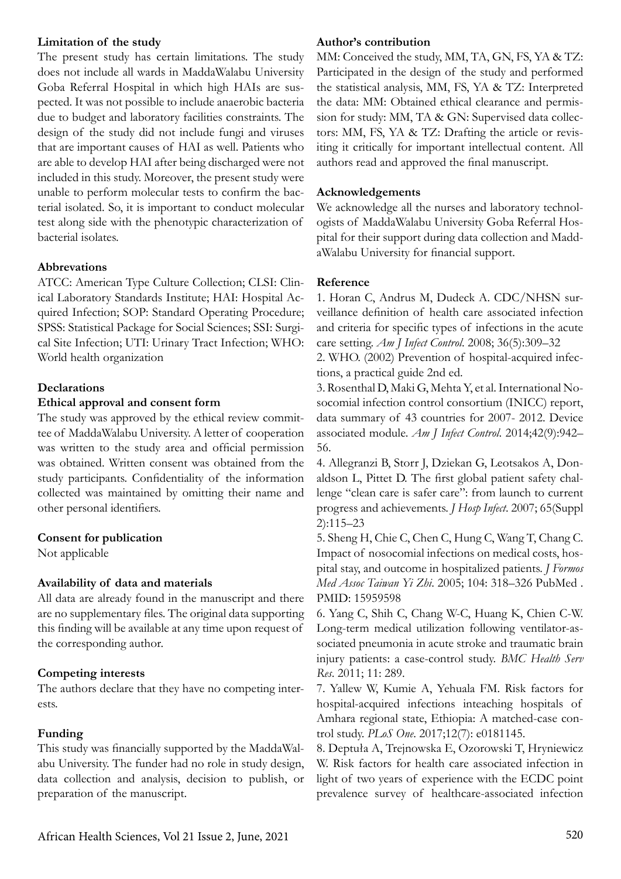**Limitation of the study**

The present study has certain limitations. The study does not include all wards in MaddaWalabu University Goba Referral Hospital in which high HAIs are suspected. It was not possible to include anaerobic bacteria due to budget and laboratory facilities constraints. The design of the study did not include fungi and viruses that are important causes of HAI as well. Patients who are able to develop HAI after being discharged were not included in this study. Moreover, the present study were unable to perform molecular tests to confirm the bacterial isolated. So, it is important to conduct molecular test along side with the phenotypic characterization of bacterial isolates.

**Abbrevations**

ATCC: American Type Culture Collection; CLSI: Clinical Laboratory Standards Institute; HAI: Hospital Acquired Infection; SOP: Standard Operating Procedure; SPSS: Statistical Package for Social Sciences; SSI: Surgical Site Infection; UTI: Urinary Tract Infection; WHO: World health organization

**Declarations**

**Ethical approval and consent form**

The study was approved by the ethical review committee of MaddaWalabu University. A letter of cooperation was written to the study area and official permission was obtained. Written consent was obtained from the study participants. Confidentiality of the information collected was maintained by omitting their name and other personal identifiers.

**Consent for publication**

Not applicable

**Availability of data and materials**

All data are already found in the manuscript and there are no supplementary files. The original data supporting this finding will be available at any time upon request of the corresponding author.

**Competing interests**

The authors declare that they have no competing interests.

**Funding**

This study was financially supported by the MaddaWalabu University. The funder had no role in study design, data collection and analysis, decision to publish, or preparation of the manuscript.

**Author's contribution**

MM: Conceived the study, MM, TA, GN, FS, YA & TZ: Participated in the design of the study and performed the statistical analysis, MM, FS, YA & TZ: Interpreted the data: MM: Obtained ethical clearance and permission for study: MM, TA & GN: Supervised data collectors: MM, FS, YA & TZ: Drafting the article or revisiting it critically for important intellectual content. All authors read and approved the final manuscript.

**Acknowledgements**

We acknowledge all the nurses and laboratory technologists of MaddaWalabu University Goba Referral Hospital for their support during data collection and MaddaWalabu University for financial support.

**Reference**

1. Horan C, Andrus M, Dudeck A. CDC/NHSN surveillance definition of health care associated infection and criteria for specific types of infections in the acute care setting. *Am J Infect Control*. 2008; 36(5):309–32
2. WHO. (2002) Prevention of hospital-acquired infections, a practical guide 2nd ed.
3. Rosenthal D, Maki G, Mehta Y, et al. International Nosocomial infection control consortium (INICC) report, data summary of 43 countries for 2007- 2012. Device associated module. *Am J Infect Control*. 2014;42(9):942–56.
4. Allegranzi B, Storr J, Dziekan G, Leotsakos A, Donaldson L, Pittet D. The first global patient safety challenge "clean care is safer care": from launch to current progress and achievements. *J Hosp Infect*. 2007; 65(Suppl 2):115–23
5. Sheng H, Chie C, Chen C, Hung C, Wang T, Chang C. Impact of nosocomial infections on medical costs, hospital stay, and outcome in hospitalized patients. *J Formos Med Assoc Taiwan Yi Zhi*. 2005; 104: 318–326 PubMed . PMID: 15959598
6. Yang C, Shih C, Chang W-C, Huang K, Chien C-W. Long-term medical utilization following ventilator-associated pneumonia in acute stroke and traumatic brain injury patients: a case-control study. *BMC Health Serv Res*. 2011; 11: 289.
7. Yallew W, Kumie A, Yehuala FM. Risk factors for hospital-acquired infections inteaching hospitals of Amhara regional state, Ethiopia: A matched-case control study. *PLoS One*. 2017;12(7): e0181145.
8. Deptuła A, Trejnowska E, Ozorowski T, Hryniewicz W. Risk factors for health care associated infection in light of two years of experience with the ECDC point prevalence survey of healthcare-associated infection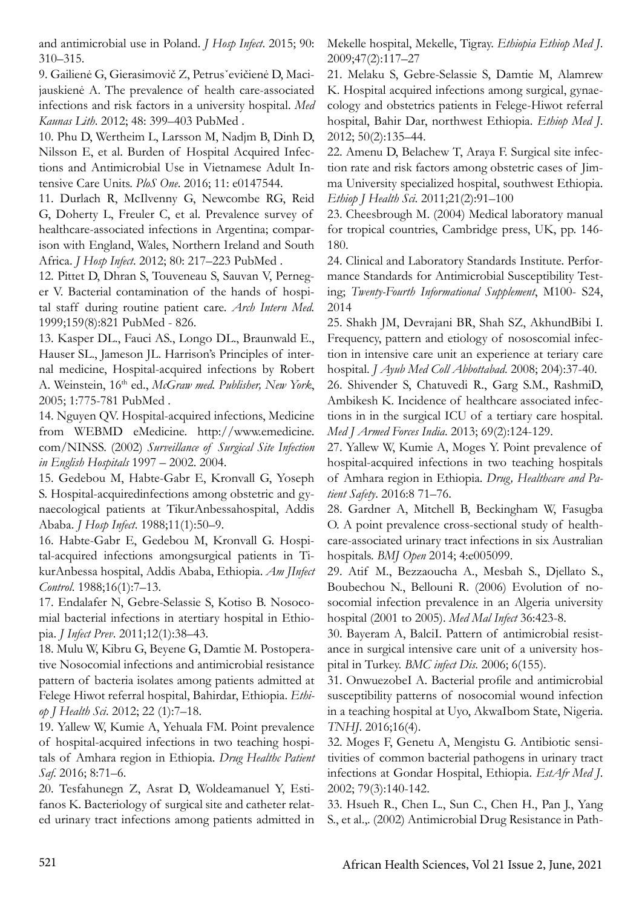and antimicrobial use in Poland. *J Hosp Infect*. 2015; 90: 310–315.

9. Gailienė G, Gierasimovič Z, Petrusˇevičienė D, Macijauskienė A. The prevalence of health care-associated infections and risk factors in a university hospital. *Med Kaunas Lith*. 2012; 48: 399–403 PubMed .

10. Phu D, Wertheim L, Larsson M, Nadjm B, Dinh D, Nilsson E, et al. Burden of Hospital Acquired Infections and Antimicrobial Use in Vietnamese Adult Intensive Care Units. *PloS One*. 2016; 11: e0147544.

11. Durlach R, McIlvenny G, Newcombe RG, Reid G, Doherty L, Freuler C, et al. Prevalence survey of healthcare-associated infections in Argentina; comparison with England, Wales, Northern Ireland and South Africa. *J Hosp Infect*. 2012; 80: 217–223 PubMed .

12. Pittet D, Dhran S, Touveneau S, Sauvan V, Perneger V. Bacterial contamination of the hands of hospital staff during routine patient care. *Arch Intern Med*. 1999;159(8):821 PubMed - 826.

13. Kasper DL., Fauci AS., Longo DL., Braunwald E., Hauser SL., Jameson JL. Harrison's Principles of internal medicine, Hospital-acquired infections by Robert A. Weinstein, 16th ed., *McGraw med. Publisher, New York*, 2005; 1:775-781 PubMed .

14. Nguyen QV. Hospital-acquired infections, Medicine from WEBMD eMedicine. http://www.emedicine.com/NINSS. (2002) *Surveillance of Surgical Site Infection in English Hospitals* 1997 – 2002. 2004.

15. Gedebou M, Habte-Gabr E, Kronvall G, Yoseph S. Hospital-acquiredinfections among obstetric and gynaecological patients at TikurAnbessahospital, Addis Ababa. *J Hosp Infect*. 1988;11(1):50–9.

16. Habte-Gabr E, Gedebou M, Kronvall G. Hospital-acquired infections amongsurgical patients in TikurAnbessa hospital, Addis Ababa, Ethiopia. *Am JInfect Control*. 1988;16(1):7–13.

17. Endalafer N, Gebre-Selassie S, Kotiso B. Nosocomial bacterial infections in atertiary hospital in Ethiopia. *J Infect Prev*. 2011;12(1):38–43.

18. Mulu W, Kibru G, Beyene G, Damtie M. Postoperative Nosocomial infections and antimicrobial resistance pattern of bacteria isolates among patients admitted at Felege Hiwot referral hospital, Bahirdar, Ethiopia. *Ethiop J Health Sci*. 2012; 22 (1):7–18.

19. Yallew W, Kumie A, Yehuala FM. Point prevalence of hospital-acquired infections in two teaching hospitals of Amhara region in Ethiopia. *Drug Healthc Patient Saf*. 2016; 8:71–6.

20. Tesfahunegn Z, Asrat D, Woldeamanuel Y, Estifanos K. Bacteriology of surgical site and catheter related urinary tract infections among patients admitted in Mekelle hospital, Mekelle, Tigray. *Ethiopia Ethiop Med J*. 2009;47(2):117–27

21. Melaku S, Gebre-Selassie S, Damtie M, Alamrew K. Hospital acquired infections among surgical, gynaecology and obstetrics patients in Felege-Hiwot referral hospital, Bahir Dar, northwest Ethiopia. *Ethiop Med J*. 2012; 50(2):135–44.

22. Amenu D, Belachew T, Araya F. Surgical site infection rate and risk factors among obstetric cases of Jimma University specialized hospital, southwest Ethiopia. *Ethiop J Health Sci*. 2011;21(2):91–100

23. Cheesbrough M. (2004) Medical laboratory manual for tropical countries, Cambridge press, UK, pp. 146-180.

24. Clinical and Laboratory Standards Institute. Performance Standards for Antimicrobial Susceptibility Testing; *Twenty-Fourth Informational Supplement*, M100- S24, 2014

25. Shakh JM, Devrajani BR, Shah SZ, AkhundBibi I. Frequency, pattern and etiology of nososcomial infection in intensive care unit an experience at teriary care hospital. *J Ayub Med Coll Abbottabad*. 2008; 204):37-40.

26. Shivender S, Chatuvedi R., Garg S.M., RashmiD, Ambikesh K. Incidence of healthcare associated infections in in the surgical ICU of a tertiary care hospital. *Med J Armed Forces India*. 2013; 69(2):124-129.

27. Yallew W, Kumie A, Moges Y. Point prevalence of hospital-acquired infections in two teaching hospitals of Amhara region in Ethiopia. *Drug, Healthcare and Patient Safety*. 2016:8 71–76.

28. Gardner A, Mitchell B, Beckingham W, Fasugba O. A point prevalence cross-sectional study of healthcare-associated urinary tract infections in six Australian hospitals. *BMJ Open* 2014; 4:e005099.

29. Atif M., Bezzaoucha A., Mesbah S., Djellato S., Boubechou N., Bellouni R. (2006) Evolution of nosocomial infection prevalence in an Algeria university hospital (2001 to 2005). *Med Mal Infect* 36:423-8.

30. Bayeram A, BalciI. Pattern of antimicrobial resistance in surgical intensive care unit of a university hospital in Turkey. *BMC infect Dis*. 2006; 6(155).

31. OnwuezobeI A. Bacterial profile and antimicrobial susceptibility patterns of nosocomial wound infection in a teaching hospital at Uyo, AkwaIbom State, Nigeria. *TNHJ*. 2016;16(4).

32. Moges F, Genetu A, Mengistu G. Antibiotic sensitivities of common bacterial pathogens in urinary tract infections at Gondar Hospital, Ethiopia. *EstAfr Med J*. 2002; 79(3):140-142.

33. Hsueh R., Chen L., Sun C., Chen H., Pan J., Yang S., et al.,. (2002) Antimicrobial Drug Resistance in Path-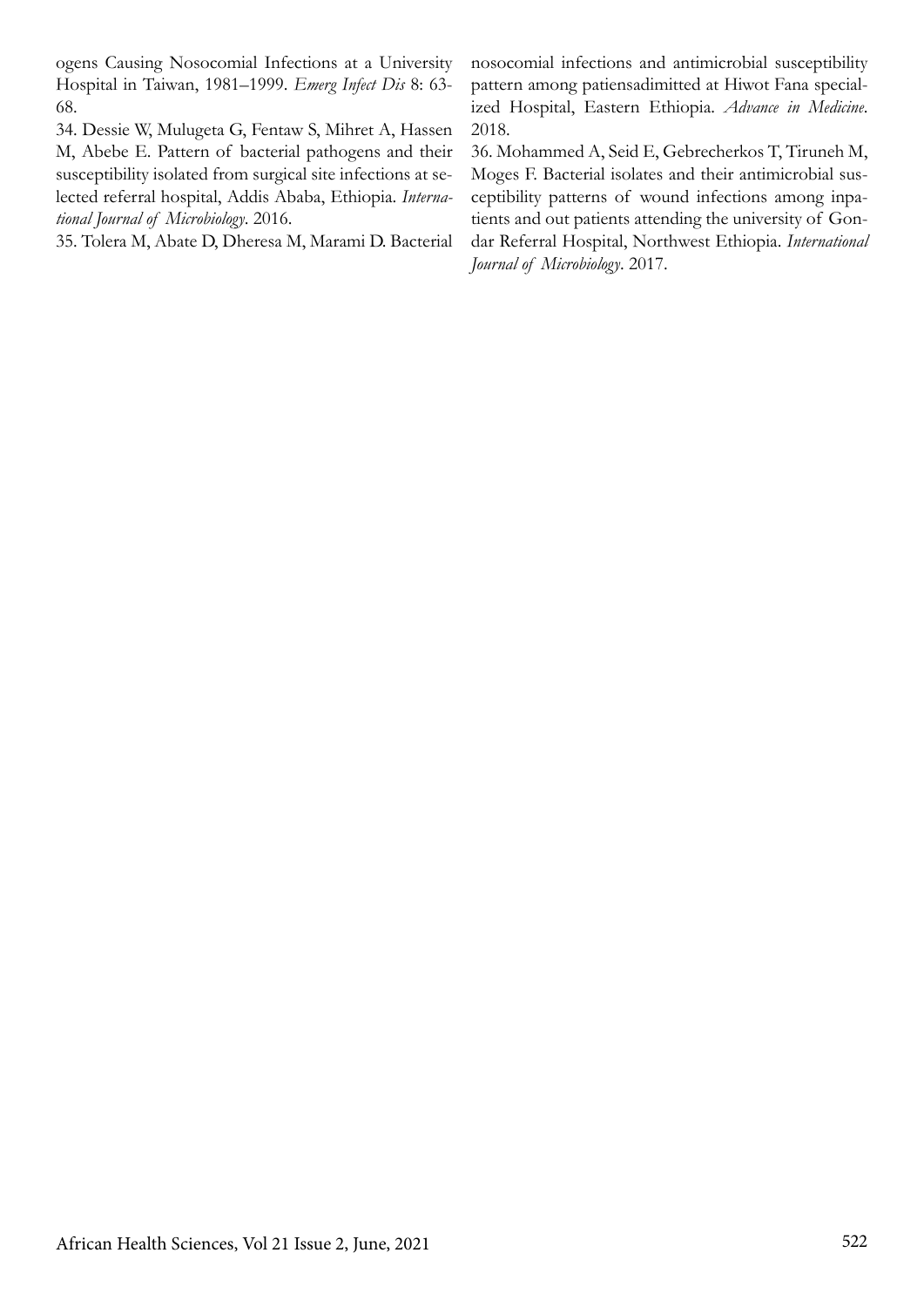ogens Causing Nosocomial Infections at a University Hospital in Taiwan, 1981–1999. *Emerg Infect Dis* 8: 63-68.

34. Dessie W, Mulugeta G, Fentaw S, Mihret A, Hassen M, Abebe E. Pattern of bacterial pathogens and their susceptibility isolated from surgical site infections at selected referral hospital, Addis Ababa, Ethiopia. *International Journal of Microbiology*. 2016.

35. Tolera M, Abate D, Dheresa M, Marami D. Bacterial nosocomial infections and antimicrobial susceptibility pattern among patiensadimitted at Hiwot Fana specialized Hospital, Eastern Ethiopia. *Advance in Medicine*. 2018.

36. Mohammed A, Seid E, Gebrecherkos T, Tiruneh M, Moges F. Bacterial isolates and their antimicrobial susceptibility patterns of wound infections among inpatients and out patients attending the university of Gondar Referral Hospital, Northwest Ethiopia. *International Journal of Microbiology*. 2017.